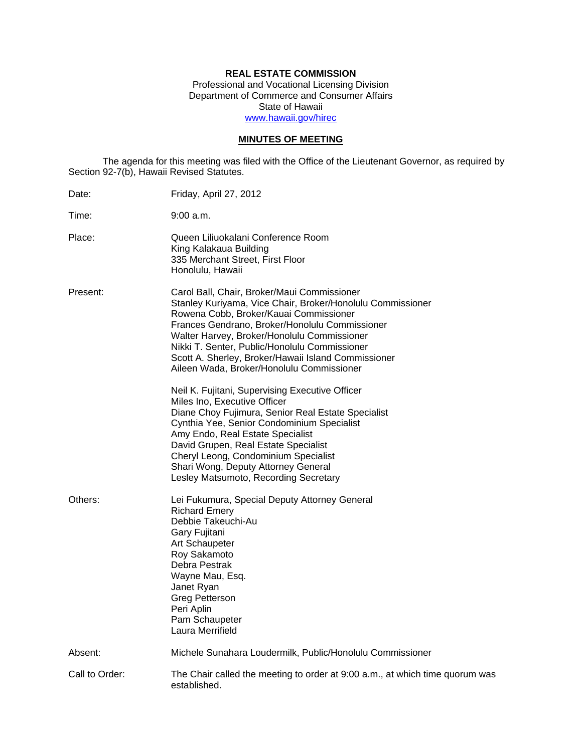**REAL ESTATE COMMISSION**
Professional and Vocational Licensing Division
Department of Commerce and Consumer Affairs
State of Hawaii
www.hawaii.gov/hirec

**MINUTES OF MEETING**

The agenda for this meeting was filed with the Office of the Lieutenant Governor, as required by Section 92-7(b), Hawaii Revised Statutes.

Date: Friday, April 27, 2012

Time: 9:00 a.m.

Place: Queen Liliuokalani Conference Room
King Kalakaua Building
335 Merchant Street, First Floor
Honolulu, Hawaii

Present: Carol Ball, Chair, Broker/Maui Commissioner
Stanley Kuriyama, Vice Chair, Broker/Honolulu Commissioner
Rowena Cobb, Broker/Kauai Commissioner
Frances Gendrano, Broker/Honolulu Commissioner
Walter Harvey, Broker/Honolulu Commissioner
Nikki T. Senter, Public/Honolulu Commissioner
Scott A. Sherley, Broker/Hawaii Island Commissioner
Aileen Wada, Broker/Honolulu Commissioner

Neil K. Fujitani, Supervising Executive Officer
Miles Ino, Executive Officer
Diane Choy Fujimura, Senior Real Estate Specialist
Cynthia Yee, Senior Condominium Specialist
Amy Endo, Real Estate Specialist
David Grupen, Real Estate Specialist
Cheryl Leong, Condominium Specialist
Shari Wong, Deputy Attorney General
Lesley Matsumoto, Recording Secretary

Others: Lei Fukumura, Special Deputy Attorney General
Richard Emery
Debbie Takeuchi-Au
Gary Fujitani
Art Schaupeter
Roy Sakamoto
Debra Pestrak
Wayne Mau, Esq.
Janet Ryan
Greg Petterson
Peri Aplin
Pam Schaupeter
Laura Merrifield

Absent: Michele Sunahara Loudermilk, Public/Honolulu Commissioner

Call to Order: The Chair called the meeting to order at 9:00 a.m., at which time quorum was established.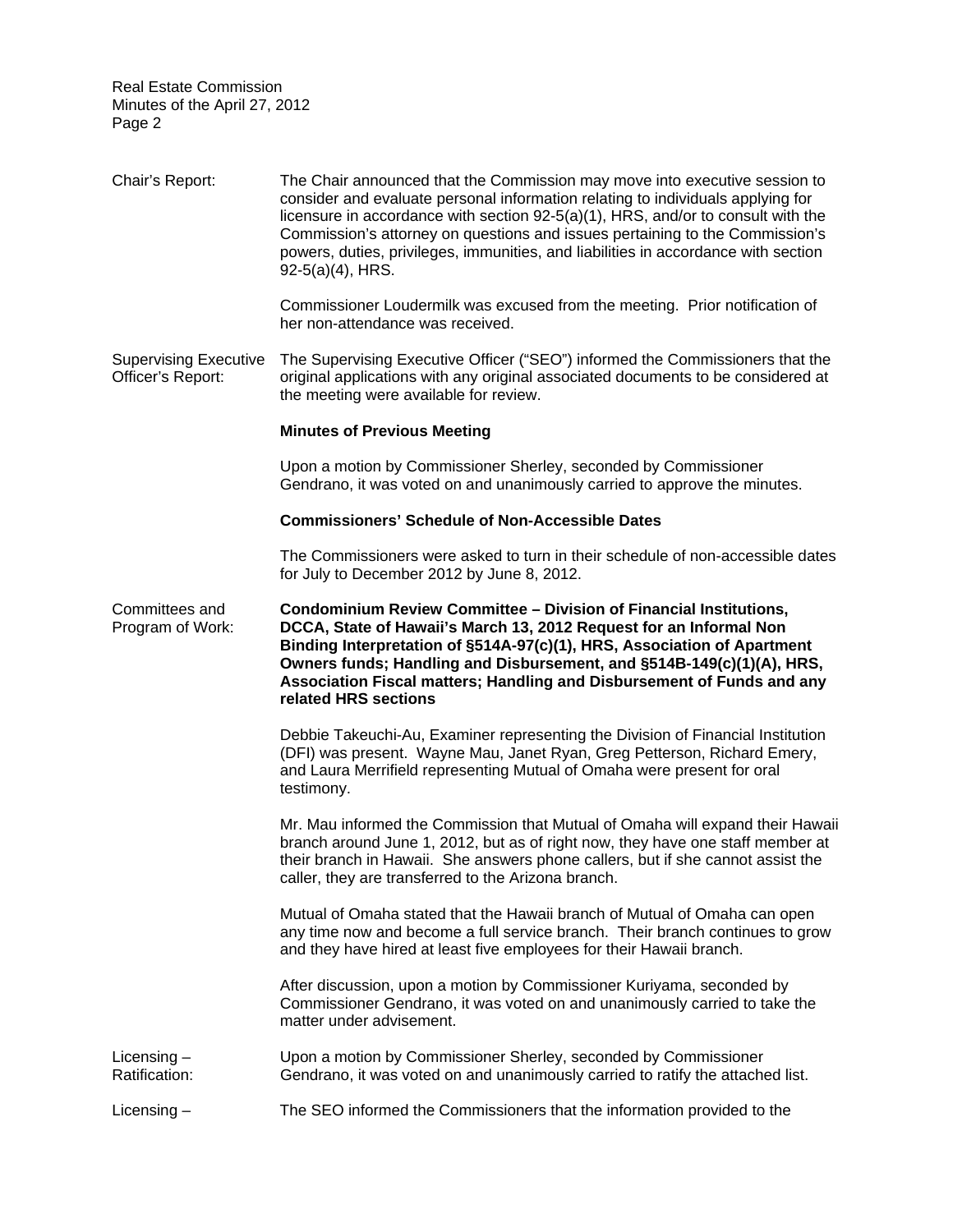Chair's Report: The Chair announced that the Commission may move into executive session to consider and evaluate personal information relating to individuals applying for licensure in accordance with section 92-5(a)(1), HRS, and/or to consult with the Commission's attorney on questions and issues pertaining to the Commission's powers, duties, privileges, immunities, and liabilities in accordance with section 92-5(a)(4), HRS.

Commissioner Loudermilk was excused from the meeting. Prior notification of her non-attendance was received.

Supervising Executive Officer's Report: The Supervising Executive Officer ("SEO") informed the Commissioners that the original applications with any original associated documents to be considered at the meeting were available for review.

**Minutes of Previous Meeting**

Upon a motion by Commissioner Sherley, seconded by Commissioner Gendrano, it was voted on and unanimously carried to approve the minutes.

**Commissioners' Schedule of Non-Accessible Dates**

The Commissioners were asked to turn in their schedule of non-accessible dates for July to December 2012 by June 8, 2012.

Committees and Program of Work: **Condominium Review Committee – Division of Financial Institutions, DCCA, State of Hawaii's March 13, 2012 Request for an Informal Non Binding Interpretation of §514A-97(c)(1), HRS, Association of Apartment Owners funds; Handling and Disbursement, and §514B-149(c)(1)(A), HRS, Association Fiscal matters; Handling and Disbursement of Funds and any related HRS sections**

Debbie Takeuchi-Au, Examiner representing the Division of Financial Institution (DFI) was present. Wayne Mau, Janet Ryan, Greg Petterson, Richard Emery, and Laura Merrifield representing Mutual of Omaha were present for oral testimony.

Mr. Mau informed the Commission that Mutual of Omaha will expand their Hawaii branch around June 1, 2012, but as of right now, they have one staff member at their branch in Hawaii. She answers phone callers, but if she cannot assist the caller, they are transferred to the Arizona branch.

Mutual of Omaha stated that the Hawaii branch of Mutual of Omaha can open any time now and become a full service branch. Their branch continues to grow and they have hired at least five employees for their Hawaii branch.

After discussion, upon a motion by Commissioner Kuriyama, seconded by Commissioner Gendrano, it was voted on and unanimously carried to take the matter under advisement.

Licensing – Ratification: Upon a motion by Commissioner Sherley, seconded by Commissioner Gendrano, it was voted on and unanimously carried to ratify the attached list.

Licensing – The SEO informed the Commissioners that the information provided to the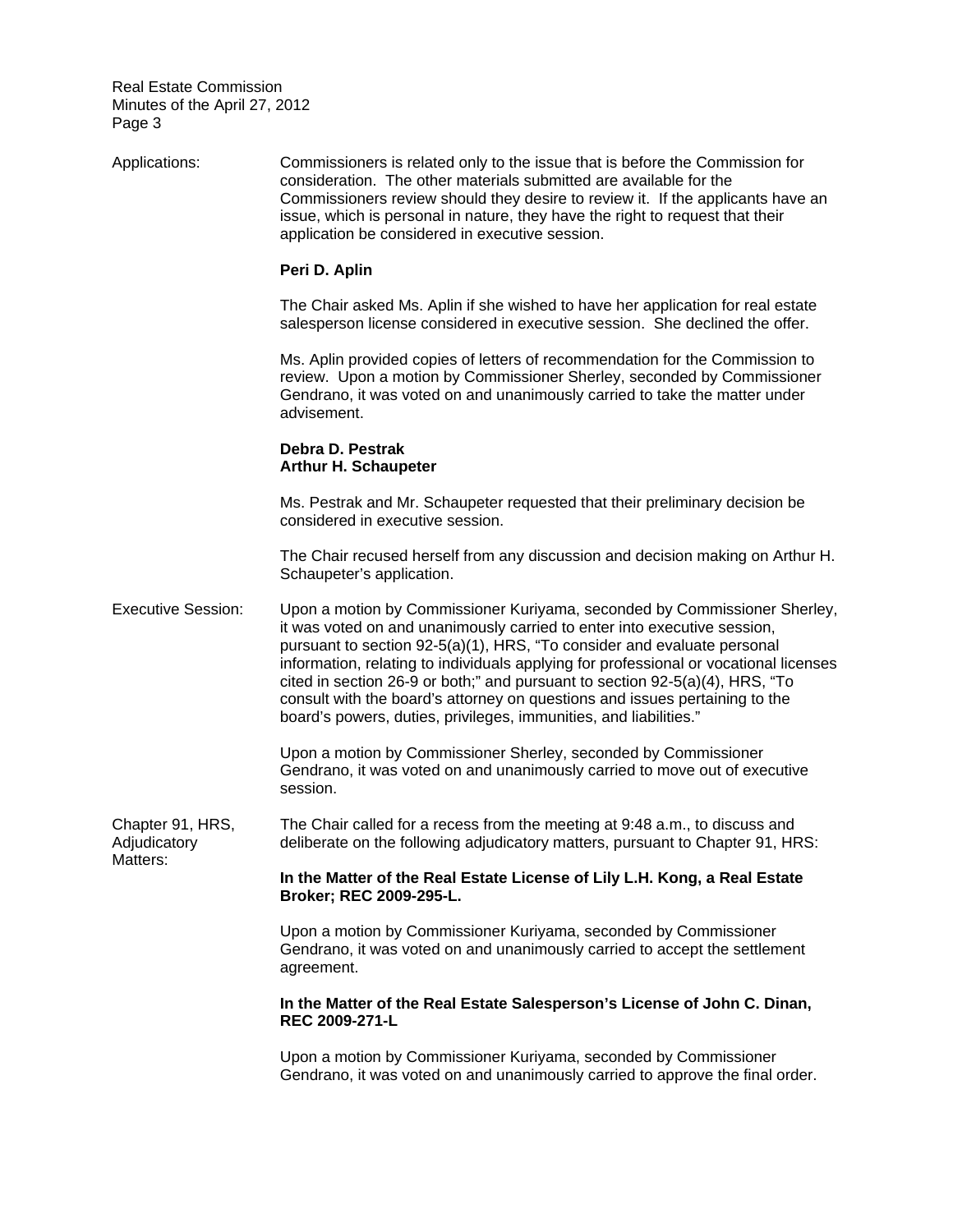Applications: Commissioners is related only to the issue that is before the Commission for consideration. The other materials submitted are available for the Commissioners review should they desire to review it. If the applicants have an issue, which is personal in nature, they have the right to request that their application be considered in executive session.

**Peri D. Aplin**

The Chair asked Ms. Aplin if she wished to have her application for real estate salesperson license considered in executive session. She declined the offer.

Ms. Aplin provided copies of letters of recommendation for the Commission to review. Upon a motion by Commissioner Sherley, seconded by Commissioner Gendrano, it was voted on and unanimously carried to take the matter under advisement.

**Debra D. Pestrak**
**Arthur H. Schaupeter**

Ms. Pestrak and Mr. Schaupeter requested that their preliminary decision be considered in executive session.

The Chair recused herself from any discussion and decision making on Arthur H. Schaupeter's application.

Executive Session: Upon a motion by Commissioner Kuriyama, seconded by Commissioner Sherley, it was voted on and unanimously carried to enter into executive session, pursuant to section 92-5(a)(1), HRS, "To consider and evaluate personal information, relating to individuals applying for professional or vocational licenses cited in section 26-9 or both;" and pursuant to section 92-5(a)(4), HRS, "To consult with the board's attorney on questions and issues pertaining to the board's powers, duties, privileges, immunities, and liabilities."

Upon a motion by Commissioner Sherley, seconded by Commissioner Gendrano, it was voted on and unanimously carried to move out of executive session.

Chapter 91, HRS, Adjudicatory Matters: The Chair called for a recess from the meeting at 9:48 a.m., to discuss and deliberate on the following adjudicatory matters, pursuant to Chapter 91, HRS:

**In the Matter of the Real Estate License of Lily L.H. Kong, a Real Estate Broker; REC 2009-295-L.**

Upon a motion by Commissioner Kuriyama, seconded by Commissioner Gendrano, it was voted on and unanimously carried to accept the settlement agreement.

**In the Matter of the Real Estate Salesperson's License of John C. Dinan, REC 2009-271-L**

Upon a motion by Commissioner Kuriyama, seconded by Commissioner Gendrano, it was voted on and unanimously carried to approve the final order.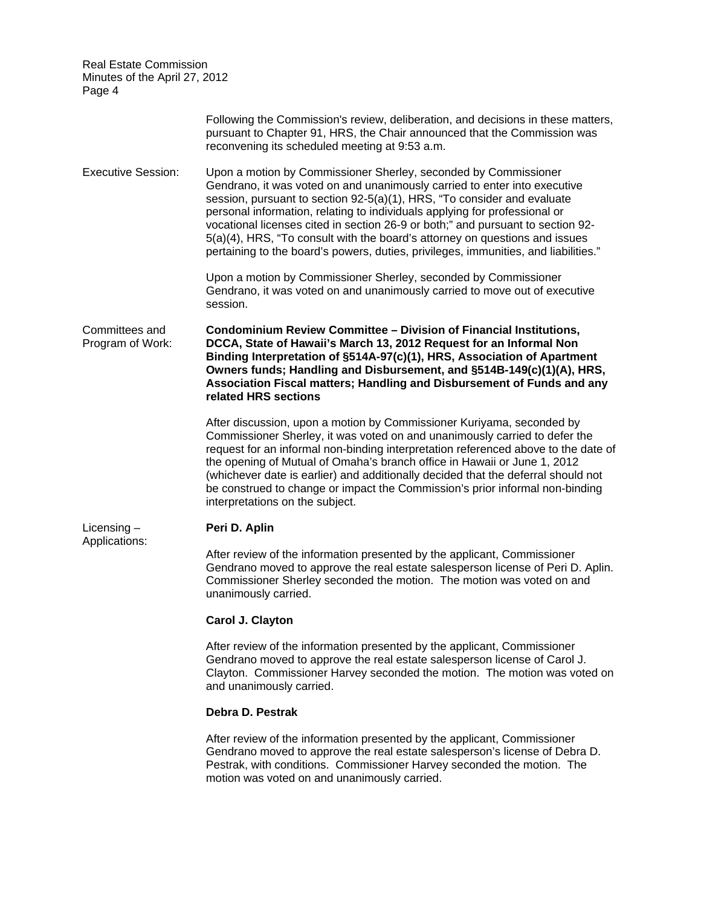Following the Commission's review, deliberation, and decisions in these matters, pursuant to Chapter 91, HRS, the Chair announced that the Commission was reconvening its scheduled meeting at 9:53 a.m.

Executive Session:

Upon a motion by Commissioner Sherley, seconded by Commissioner Gendrano, it was voted on and unanimously carried to enter into executive session, pursuant to section 92-5(a)(1), HRS, "To consider and evaluate personal information, relating to individuals applying for professional or vocational licenses cited in section 26-9 or both;" and pursuant to section 92-5(a)(4), HRS, "To consult with the board's attorney on questions and issues pertaining to the board's powers, duties, privileges, immunities, and liabilities."

Upon a motion by Commissioner Sherley, seconded by Commissioner Gendrano, it was voted on and unanimously carried to move out of executive session.

Committees and Program of Work:

**Condominium Review Committee – Division of Financial Institutions, DCCA, State of Hawaii's March 13, 2012 Request for an Informal Non Binding Interpretation of §514A-97(c)(1), HRS, Association of Apartment Owners funds; Handling and Disbursement, and §514B-149(c)(1)(A), HRS, Association Fiscal matters; Handling and Disbursement of Funds and any related HRS sections**

After discussion, upon a motion by Commissioner Kuriyama, seconded by Commissioner Sherley, it was voted on and unanimously carried to defer the request for an informal non-binding interpretation referenced above to the date of the opening of Mutual of Omaha's branch office in Hawaii or June 1, 2012 (whichever date is earlier) and additionally decided that the deferral should not be construed to change or impact the Commission's prior informal non-binding interpretations on the subject.

Licensing – Applications:

**Peri D. Aplin**

After review of the information presented by the applicant, Commissioner Gendrano moved to approve the real estate salesperson license of Peri D. Aplin. Commissioner Sherley seconded the motion. The motion was voted on and unanimously carried.

**Carol J. Clayton**

After review of the information presented by the applicant, Commissioner Gendrano moved to approve the real estate salesperson license of Carol J. Clayton. Commissioner Harvey seconded the motion. The motion was voted on and unanimously carried.

**Debra D. Pestrak**

After review of the information presented by the applicant, Commissioner Gendrano moved to approve the real estate salesperson's license of Debra D. Pestrak, with conditions. Commissioner Harvey seconded the motion. The motion was voted on and unanimously carried.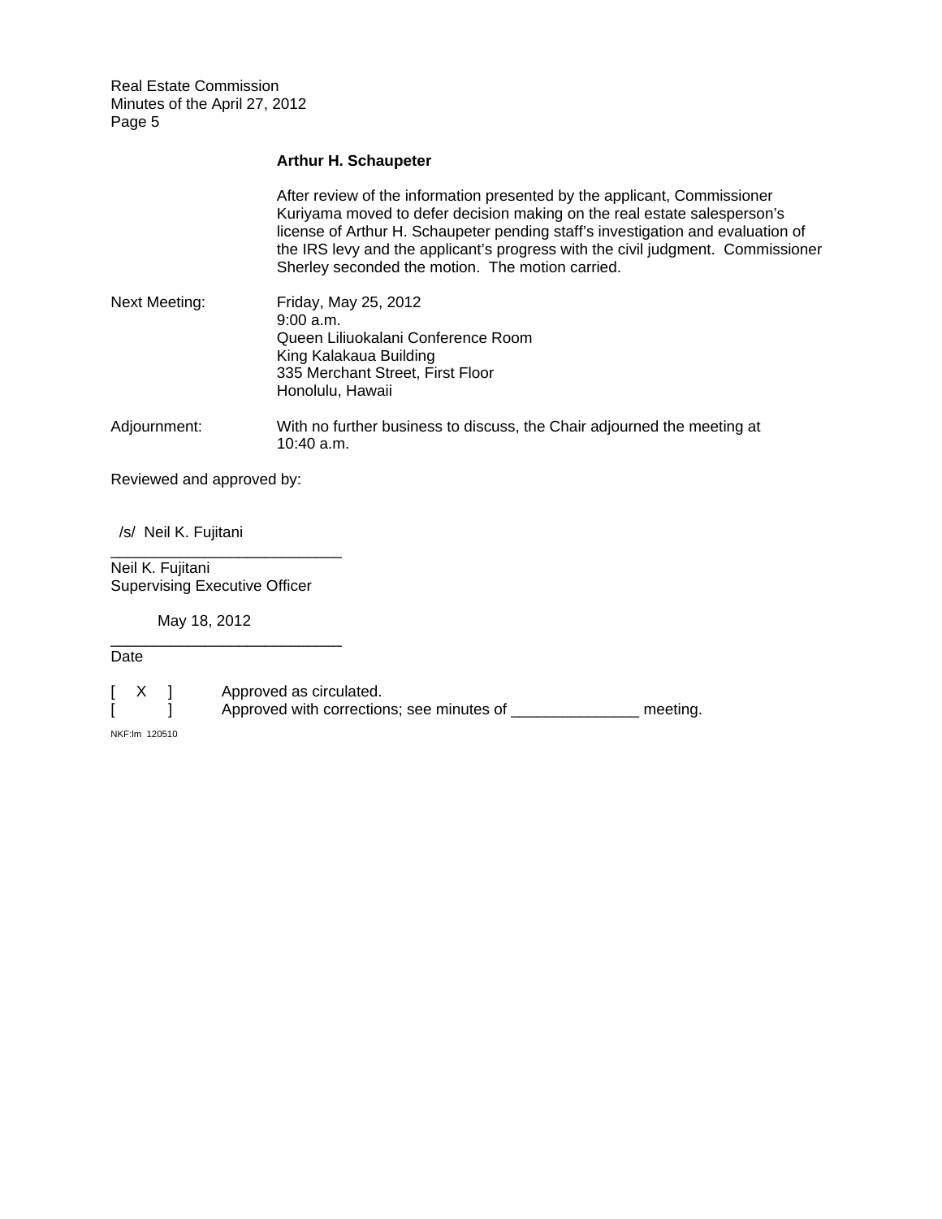**Arthur H. Schaupeter**

After review of the information presented by the applicant, Commissioner Kuriyama moved to defer decision making on the real estate salesperson's license of Arthur H. Schaupeter pending staff's investigation and evaluation of the IRS levy and the applicant's progress with the civil judgment. Commissioner Sherley seconded the motion. The motion carried.

Next Meeting: Friday, May 25, 2012
9:00 a.m.
Queen Liliuokalani Conference Room
King Kalakaua Building
335 Merchant Street, First Floor
Honolulu, Hawaii

Adjournment: With no further business to discuss, the Chair adjourned the meeting at 10:40 a.m.

Reviewed and approved by:

/s/ Neil K. Fujitani
___________________________
Neil K. Fujitani
Supervising Executive Officer

May 18, 2012
___________________________
Date

[ X ] Approved as circulated.
[ ] Approved with corrections; see minutes of _______________ meeting.

NKF:lm 120510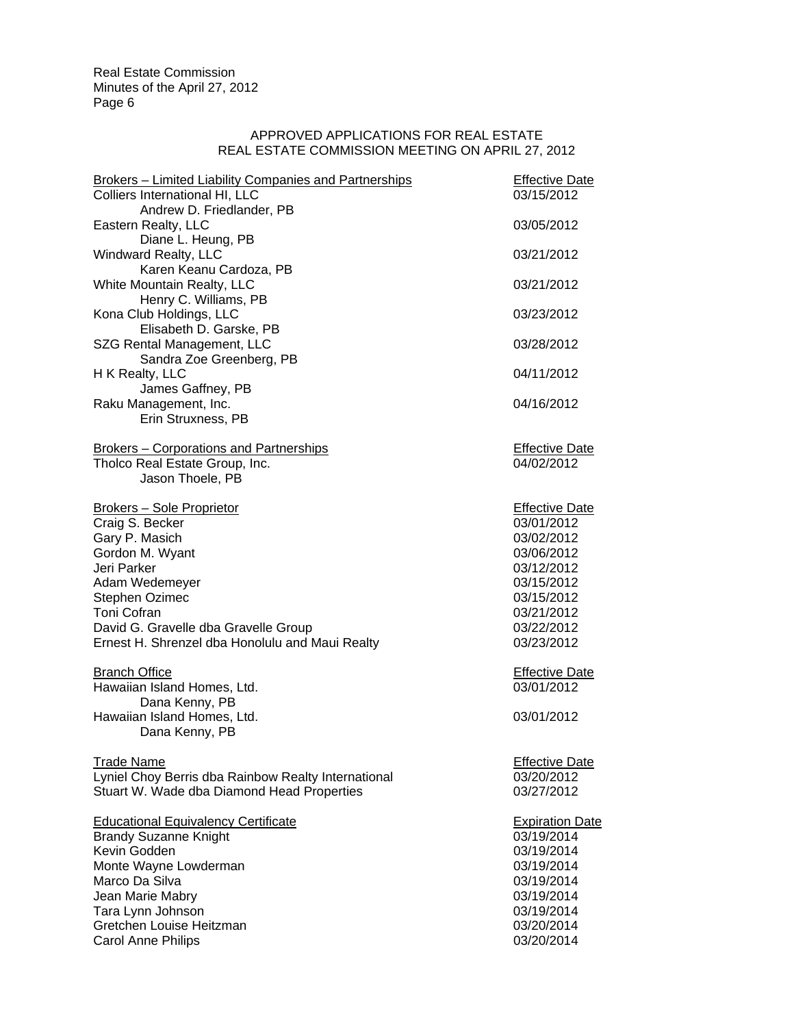## APPROVED APPLICATIONS FOR REAL ESTATE
## REAL ESTATE COMMISSION MEETING ON APRIL 27, 2012

| Brokers – Limited Liability Companies and Partnerships | Effective Date |
|---|---|
| Colliers International HI, LLC<br>Andrew D. Friedlander, PB | 03/15/2012 |
| Eastern Realty, LLC<br>Diane L. Heung, PB | 03/05/2012 |
| Windward Realty, LLC<br>Karen Keanu Cardoza, PB | 03/21/2012 |
| White Mountain Realty, LLC<br>Henry C. Williams, PB | 03/21/2012 |
| Kona Club Holdings, LLC<br>Elisabeth D. Garske, PB | 03/23/2012 |
| SZG Rental Management, LLC<br>Sandra Zoe Greenberg, PB | 03/28/2012 |
| H K Realty, LLC<br>James Gaffney, PB | 04/11/2012 |
| Raku Management, Inc.<br>Erin Struxness, PB | 04/16/2012 |

| Brokers – Corporations and Partnerships | Effective Date |
|---|---|
| Tholco Real Estate Group, Inc.<br>Jason Thoele, PB | 04/02/2012 |

| Brokers – Sole Proprietor | Effective Date |
|---|---|
| Craig S. Becker | 03/01/2012 |
| Gary P. Masich | 03/02/2012 |
| Gordon M. Wyant | 03/06/2012 |
| Jeri Parker | 03/12/2012 |
| Adam Wedemeyer | 03/15/2012 |
| Stephen Ozimec | 03/15/2012 |
| Toni Cofran | 03/21/2012 |
| David G. Gravelle dba Gravelle Group | 03/22/2012 |
| Ernest H. Shrenzel dba Honolulu and Maui Realty | 03/23/2012 |

| Branch Office | Effective Date |
|---|---|
| Hawaiian Island Homes, Ltd.<br>Dana Kenny, PB | 03/01/2012 |
| Hawaiian Island Homes, Ltd.<br>Dana Kenny, PB | 03/01/2012 |

| Trade Name | Effective Date |
|---|---|
| Lyniel Choy Berris dba Rainbow Realty International | 03/20/2012 |
| Stuart W. Wade dba Diamond Head Properties | 03/27/2012 |

| Educational Equivalency Certificate | Expiration Date |
|---|---|
| Brandy Suzanne Knight | 03/19/2014 |
| Kevin Godden | 03/19/2014 |
| Monte Wayne Lowderman | 03/19/2014 |
| Marco Da Silva | 03/19/2014 |
| Jean Marie Mabry | 03/19/2014 |
| Tara Lynn Johnson | 03/19/2014 |
| Gretchen Louise Heitzman | 03/20/2014 |
| Carol Anne Philips | 03/20/2014 |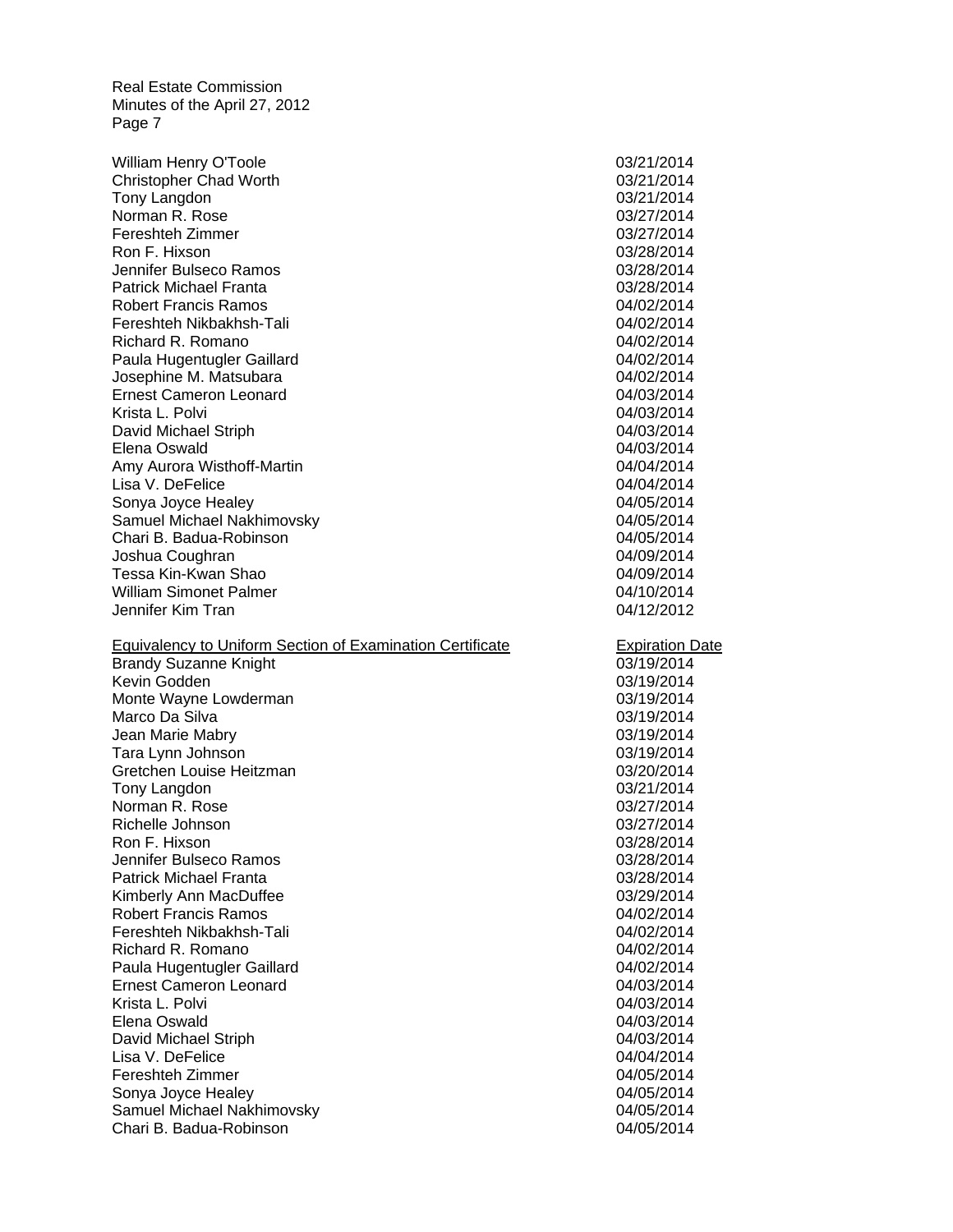| | |
|---|---|
| William Henry O'Toole | 03/21/2014 |
| Christopher Chad Worth | 03/21/2014 |
| Tony Langdon | 03/21/2014 |
| Norman R. Rose | 03/27/2014 |
| Fereshteh Zimmer | 03/27/2014 |
| Ron F. Hixson | 03/28/2014 |
| Jennifer Bulseco Ramos | 03/28/2014 |
| Patrick Michael Franta | 03/28/2014 |
| Robert Francis Ramos | 04/02/2014 |
| Fereshteh Nikbakhsh-Tali | 04/02/2014 |
| Richard R. Romano | 04/02/2014 |
| Paula Hugentugler Gaillard | 04/02/2014 |
| Josephine M. Matsubara | 04/02/2014 |
| Ernest Cameron Leonard | 04/03/2014 |
| Krista L. Polvi | 04/03/2014 |
| David Michael Striph | 04/03/2014 |
| Elena Oswald | 04/03/2014 |
| Amy Aurora Wisthoff-Martin | 04/04/2014 |
| Lisa V. DeFelice | 04/04/2014 |
| Sonya Joyce Healey | 04/05/2014 |
| Samuel Michael Nakhimovsky | 04/05/2014 |
| Chari B. Badua-Robinson | 04/05/2014 |
| Joshua Coughran | 04/09/2014 |
| Tessa Kin-Kwan Shao | 04/09/2014 |
| William Simonet Palmer | 04/10/2014 |
| Jennifer Kim Tran | 04/12/2012 |

| Equivalency to Uniform Section of Examination Certificate | Expiration Date |
|---|---|
| Brandy Suzanne Knight | 03/19/2014 |
| Kevin Godden | 03/19/2014 |
| Monte Wayne Lowderman | 03/19/2014 |
| Marco Da Silva | 03/19/2014 |
| Jean Marie Mabry | 03/19/2014 |
| Tara Lynn Johnson | 03/19/2014 |
| Gretchen Louise Heitzman | 03/20/2014 |
| Tony Langdon | 03/21/2014 |
| Norman R. Rose | 03/27/2014 |
| Richelle Johnson | 03/27/2014 |
| Ron F. Hixson | 03/28/2014 |
| Jennifer Bulseco Ramos | 03/28/2014 |
| Patrick Michael Franta | 03/28/2014 |
| Kimberly Ann MacDuffee | 03/29/2014 |
| Robert Francis Ramos | 04/02/2014 |
| Fereshteh Nikbakhsh-Tali | 04/02/2014 |
| Richard R. Romano | 04/02/2014 |
| Paula Hugentugler Gaillard | 04/02/2014 |
| Ernest Cameron Leonard | 04/03/2014 |
| Krista L. Polvi | 04/03/2014 |
| Elena Oswald | 04/03/2014 |
| David Michael Striph | 04/03/2014 |
| Lisa V. DeFelice | 04/04/2014 |
| Fereshteh Zimmer | 04/05/2014 |
| Sonya Joyce Healey | 04/05/2014 |
| Samuel Michael Nakhimovsky | 04/05/2014 |
| Chari B. Badua-Robinson | 04/05/2014 |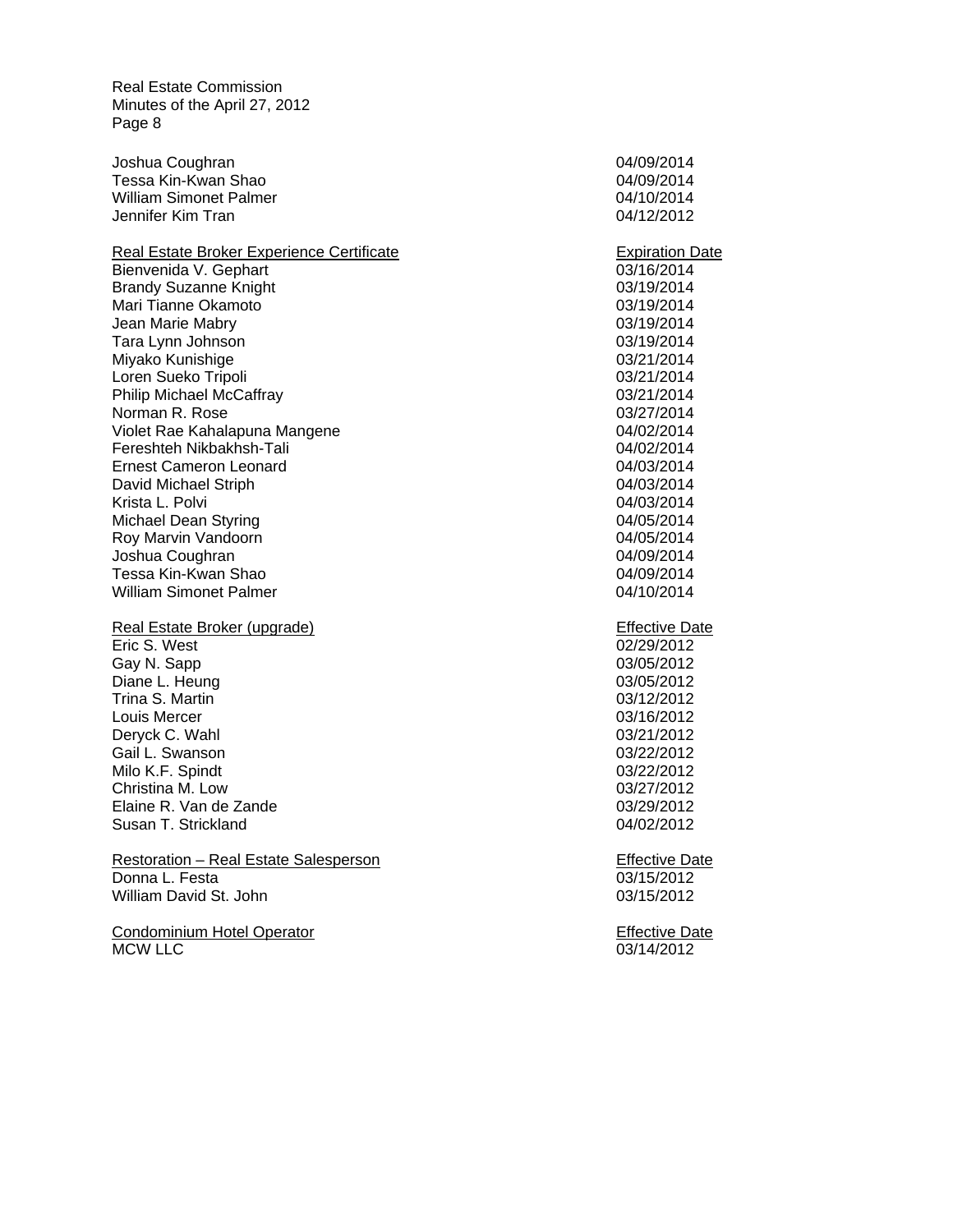| | |
|---|---|
| Joshua Coughran | 04/09/2014 |
| Tessa Kin-Kwan Shao | 04/09/2014 |
| William Simonet Palmer | 04/10/2014 |
| Jennifer Kim Tran | 04/12/2012 |

| Real Estate Broker Experience Certificate | Expiration Date |
|---|---|
| Bienvenida V. Gephart | 03/16/2014 |
| Brandy Suzanne Knight | 03/19/2014 |
| Mari Tianne Okamoto | 03/19/2014 |
| Jean Marie Mabry | 03/19/2014 |
| Tara Lynn Johnson | 03/19/2014 |
| Miyako Kunishige | 03/21/2014 |
| Loren Sueko Tripoli | 03/21/2014 |
| Philip Michael McCaffray | 03/21/2014 |
| Norman R. Rose | 03/27/2014 |
| Violet Rae Kahalapuna Mangene | 04/02/2014 |
| Fereshteh Nikbakhsh-Tali | 04/02/2014 |
| Ernest Cameron Leonard | 04/03/2014 |
| David Michael Striph | 04/03/2014 |
| Krista L. Polvi | 04/03/2014 |
| Michael Dean Styring | 04/05/2014 |
| Roy Marvin Vandoorn | 04/05/2014 |
| Joshua Coughran | 04/09/2014 |
| Tessa Kin-Kwan Shao | 04/09/2014 |
| William Simonet Palmer | 04/10/2014 |

| Real Estate Broker (upgrade) | Effective Date |
|---|---|
| Eric S. West | 02/29/2012 |
| Gay N. Sapp | 03/05/2012 |
| Diane L. Heung | 03/05/2012 |
| Trina S. Martin | 03/12/2012 |
| Louis Mercer | 03/16/2012 |
| Deryck C. Wahl | 03/21/2012 |
| Gail L. Swanson | 03/22/2012 |
| Milo K.F. Spindt | 03/22/2012 |
| Christina M. Low | 03/27/2012 |
| Elaine R. Van de Zande | 03/29/2012 |
| Susan T. Strickland | 04/02/2012 |

| Restoration – Real Estate Salesperson | Effective Date |
|---|---|
| Donna L. Festa | 03/15/2012 |
| William David St. John | 03/15/2012 |

| Condominium Hotel Operator | Effective Date |
|---|---|
| MCW LLC | 03/14/2012 |